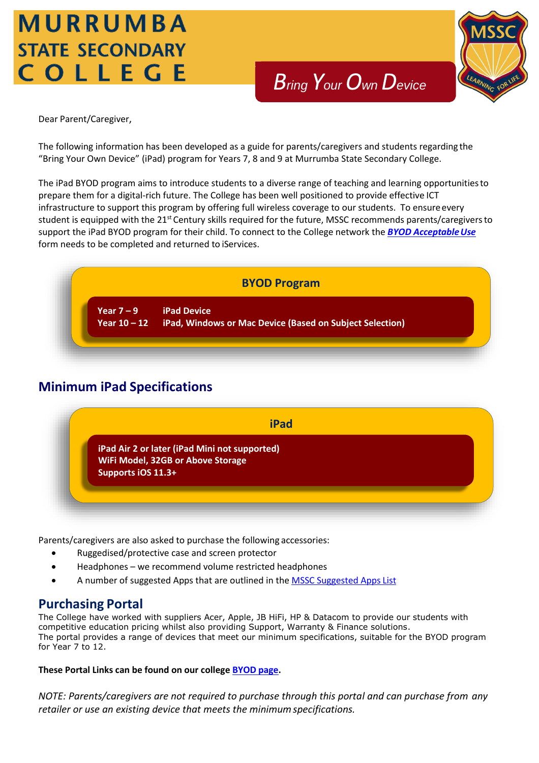# MURRUMBA STATE SECONDARY COLLEGE

## Bring Your Own Device

Dear Parent/Caregiver,

The following information has been developed as a guide for parents/caregivers and students regarding the "Bring Your Own Device" (iPad) program for Years 7, 8 and 9 at Murrumba State Secondary College.

The iPad BYOD program aims to introduce students to a diverse range of teaching and learning opportunities to prepare them for a digital-rich future. The College has been well positioned to provide effective ICT infrastructure to support this program by offering full wireless coverage to our students. To ensure every student is equipped with the 21st Century skills required for the future, MSSC recommends parents/caregivers to support the iPad BYOD program for their child. To connect to the College network the ***BYOD Acceptable Use*** form needs to be completed and returned to iServices.

**BYOD Program**

| | |
|---|---|
| **Year 7 – 9** | **iPad Device** |
| **Year 10 – 12** | **iPad, Windows or Mac Device (Based on Subject Selection)** |

## Minimum iPad Specifications

**iPad**

**iPad Air 2 or later (iPad Mini not supported)**
**WiFi Model, 32GB or Above Storage**
**Supports iOS 11.3+**

Parents/caregivers are also asked to purchase the following accessories:

- Ruggedised/protective case and screen protector
- Headphones – we recommend volume restricted headphones
- A number of suggested Apps that are outlined in the MSSC Suggested Apps List

## Purchasing Portal

The College have worked with suppliers Acer, Apple, JB HiFi, HP & Datacom to provide our students with competitive education pricing whilst also providing Support, Warranty & Finance solutions.
The portal provides a range of devices that meet our minimum specifications, suitable for the BYOD program for Year 7 to 12.

**These Portal Links can be found on our college BYOD page.**

*NOTE: Parents/caregivers are not required to purchase through this portal and can purchase from any retailer or use an existing device that meets the minimum specifications.*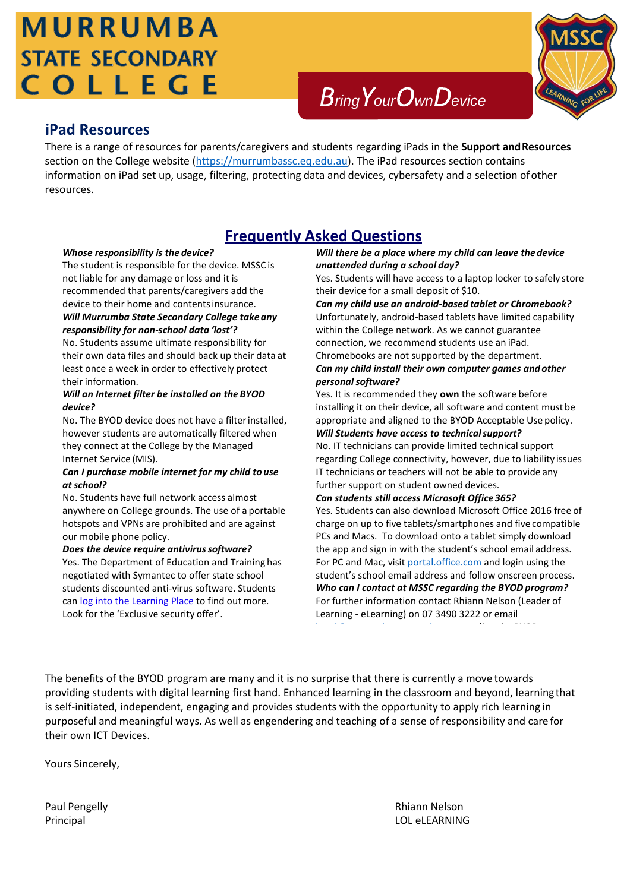# MURRUMBA STATE SECONDARY COLLEGE

*BringYourOwnDevice*

## iPad Resources

There is a range of resources for parents/caregivers and students regarding iPads in the **Support and Resources** section on the College website (https://murrumbassc.eq.edu.au). The iPad resources section contains information on iPad set up, usage, filtering, protecting data and devices, cybersafety and a selection of other resources.

## Frequently Asked Questions

***Whose responsibility is the device?***
The student is responsible for the device. MSSC is not liable for any damage or loss and it is recommended that parents/caregivers add the device to their home and contents insurance.

***Will Murrumba State Secondary College take any responsibility for non-school data 'lost'?***
No. Students assume ultimate responsibility for their own data files and should back up their data at least once a week in order to effectively protect their information.

***Will an Internet filter be installed on the BYOD device?***
No. The BYOD device does not have a filter installed, however students are automatically filtered when they connect at the College by the Managed Internet Service (MIS).

***Can I purchase mobile internet for my child to use at school?***
No. Students have full network access almost anywhere on College grounds. The use of a portable hotspots and VPNs are prohibited and are against our mobile phone policy.

***Does the device require antivirus software?***
Yes. The Department of Education and Training has negotiated with Symantec to offer state school students discounted anti-virus software. Students can log into the Learning Place to find out more. Look for the 'Exclusive security offer'.

***Will there be a place where my child can leave the device unattended during a school day?***
Yes. Students will have access to a laptop locker to safely store their device for a small deposit of $10.

***Can my child use an android-based tablet or Chromebook?***
Unfortunately, android-based tablets have limited capability within the College network. As we cannot guarantee connection, we recommend students use an iPad. Chromebooks are not supported by the department.

***Can my child install their own computer games and other personal software?***
Yes. It is recommended they **own** the software before installing it on their device, all software and content must be appropriate and aligned to the BYOD Acceptable Use policy.

***Will Students have access to technical support?***
No. IT technicians can provide limited technical support regarding College connectivity, however, due to liability issues IT technicians or teachers will not be able to provide any further support on student owned devices.

***Can students still access Microsoft Office 365?***
Yes. Students can also download Microsoft Office 2016 free of charge on up to five tablets/smartphones and five compatible PCs and Macs. To download onto a tablet simply download the app and sign in with the student's school email address. For PC and Mac, visit portal.office.com and login using the student's school email address and follow onscreen process.

***Who can I contact at MSSC regarding the BYOD program?***
For further information contact Rhiann Nelson (Leader of Learning - eLearning) on 07 3490 3222 or email

The benefits of the BYOD program are many and it is no surprise that there is currently a move towards providing students with digital learning first hand. Enhanced learning in the classroom and beyond, learning that is self-initiated, independent, engaging and provides students with the opportunity to apply rich learning in purposeful and meaningful ways. As well as engendering and teaching of a sense of responsibility and care for their own ICT Devices.

Yours Sincerely,

Paul Pengelly
Principal

Rhiann Nelson
LOL eLEARNING